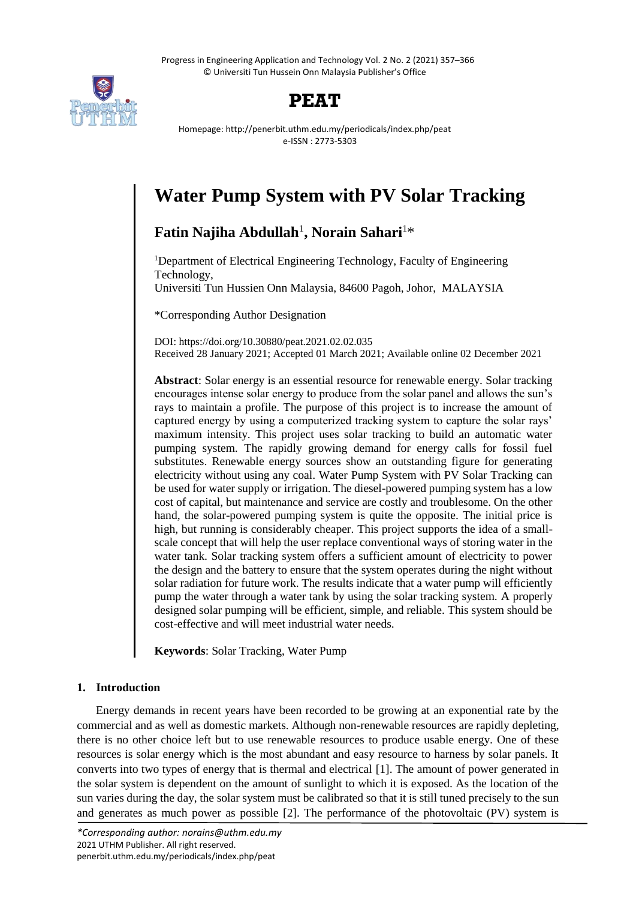# Water Pump System with PV Solar Tracking

**Fatin Najiha Abdullah**[1], **Norain Sahari**[1]*

[1]Department of Electrical Engineering Technology, Faculty of Engineering Technology,
Universiti Tun Hussien Onn Malaysia, 84600 Pagoh, Johor, MALAYSIA

*Corresponding Author Designation

DOI: https://doi.org/10.30880/peat.2021.02.02.035
Received 28 January 2021; Accepted 01 March 2021; Available online 02 December 2021

**Abstract**: Solar energy is an essential resource for renewable energy. Solar tracking encourages intense solar energy to produce from the solar panel and allows the sun's rays to maintain a profile. The purpose of this project is to increase the amount of captured energy by using a computerized tracking system to capture the solar rays' maximum intensity. This project uses solar tracking to build an automatic water pumping system. The rapidly growing demand for energy calls for fossil fuel substitutes. Renewable energy sources show an outstanding figure for generating electricity without using any coal. Water Pump System with PV Solar Tracking can be used for water supply or irrigation. The diesel-powered pumping system has a low cost of capital, but maintenance and service are costly and troublesome. On the other hand, the solar-powered pumping system is quite the opposite. The initial price is high, but running is considerably cheaper. This project supports the idea of a small-scale concept that will help the user replace conventional ways of storing water in the water tank. Solar tracking system offers a sufficient amount of electricity to power the design and the battery to ensure that the system operates during the night without solar radiation for future work. The results indicate that a water pump will efficiently pump the water through a water tank by using the solar tracking system. A properly designed solar pumping will be efficient, simple, and reliable. This system should be cost-effective and will meet industrial water needs.

**Keywords**: Solar Tracking, Water Pump

## 1. Introduction

Energy demands in recent years have been recorded to be growing at an exponential rate by the commercial and as well as domestic markets. Although non-renewable resources are rapidly depleting, there is no other choice left but to use renewable resources to produce usable energy. One of these resources is solar energy which is the most abundant and easy resource to harness by solar panels. It converts into two types of energy that is thermal and electrical [1]. The amount of power generated in the solar system is dependent on the amount of sunlight to which it is exposed. As the location of the sun varies during the day, the solar system must be calibrated so that it is still tuned precisely to the sun and generates as much power as possible [2]. The performance of the photovoltaic (PV) system is

*Corresponding author: norains@uthm.edu.my
2021 UTHM Publisher. All right reserved.
penerbit.uthm.edu.my/periodicals/index.php/peat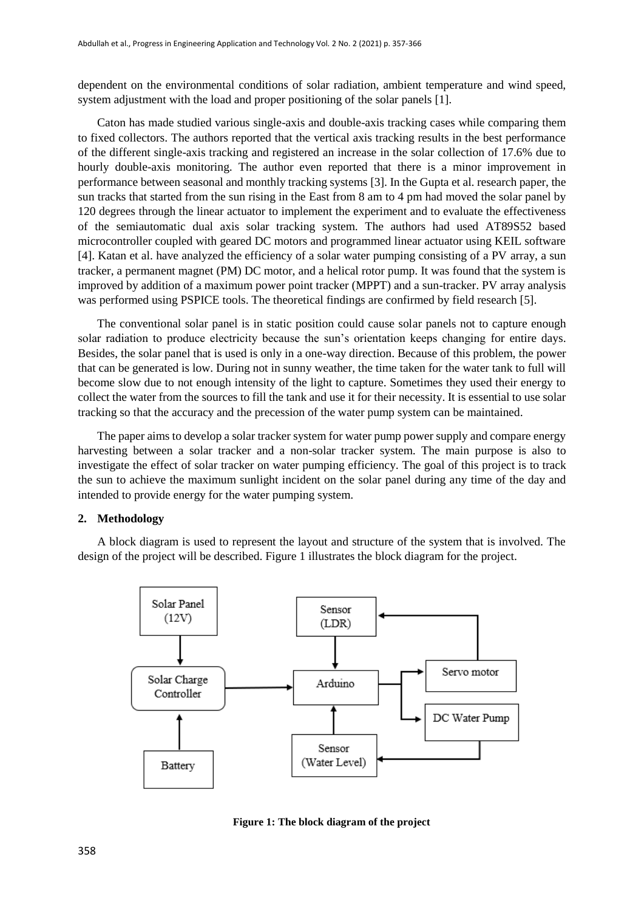dependent on the environmental conditions of solar radiation, ambient temperature and wind speed, system adjustment with the load and proper positioning of the solar panels [1].

Caton has made studied various single-axis and double-axis tracking cases while comparing them to fixed collectors. The authors reported that the vertical axis tracking results in the best performance of the different single-axis tracking and registered an increase in the solar collection of 17.6% due to hourly double-axis monitoring. The author even reported that there is a minor improvement in performance between seasonal and monthly tracking systems [3]. In the Gupta et al. research paper, the sun tracks that started from the sun rising in the East from 8 am to 4 pm had moved the solar panel by 120 degrees through the linear actuator to implement the experiment and to evaluate the effectiveness of the semiautomatic dual axis solar tracking system. The authors had used AT89S52 based microcontroller coupled with geared DC motors and programmed linear actuator using KEIL software [4]. Katan et al. have analyzed the efficiency of a solar water pumping consisting of a PV array, a sun tracker, a permanent magnet (PM) DC motor, and a helical rotor pump. It was found that the system is improved by addition of a maximum power point tracker (MPPT) and a sun-tracker. PV array analysis was performed using PSPICE tools. The theoretical findings are confirmed by field research [5].

The conventional solar panel is in static position could cause solar panels not to capture enough solar radiation to produce electricity because the sun's orientation keeps changing for entire days. Besides, the solar panel that is used is only in a one-way direction. Because of this problem, the power that can be generated is low. During not in sunny weather, the time taken for the water tank to full will become slow due to not enough intensity of the light to capture. Sometimes they used their energy to collect the water from the sources to fill the tank and use it for their necessity. It is essential to use solar tracking so that the accuracy and the precession of the water pump system can be maintained.

The paper aims to develop a solar tracker system for water pump power supply and compare energy harvesting between a solar tracker and a non-solar tracker system. The main purpose is also to investigate the effect of solar tracker on water pumping efficiency. The goal of this project is to track the sun to achieve the maximum sunlight incident on the solar panel during any time of the day and intended to provide energy for the water pumping system.

## 2. Methodology

A block diagram is used to represent the layout and structure of the system that is involved. The design of the project will be described. Figure 1 illustrates the block diagram for the project.

Solar Panel (12V) → Solar Charge Controller ← Battery

Solar Charge Controller → Arduino

Sensor (LDR) → Arduino

Sensor (Water Level) → Arduino

Arduino → Servo motor → Sensor (LDR)

Arduino → DC Water Pump → Sensor (Water Level)

**Figure 1: The block diagram of the project**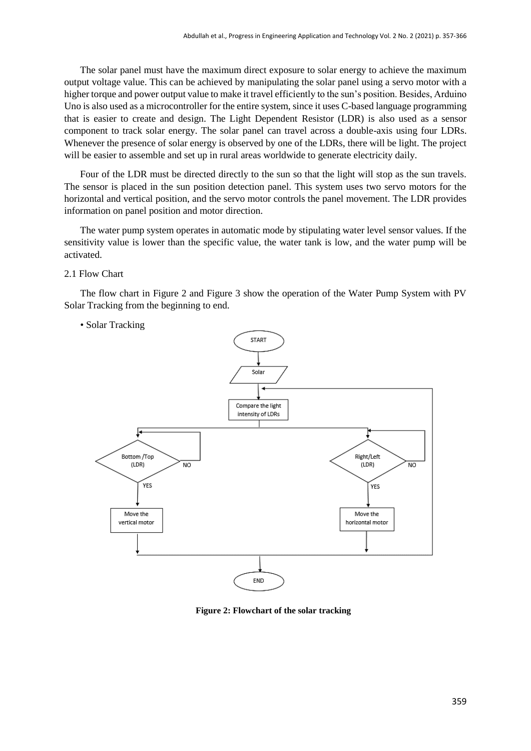The solar panel must have the maximum direct exposure to solar energy to achieve the maximum output voltage value. This can be achieved by manipulating the solar panel using a servo motor with a higher torque and power output value to make it travel efficiently to the sun's position. Besides, Arduino Uno is also used as a microcontroller for the entire system, since it uses C-based language programming that is easier to create and design. The Light Dependent Resistor (LDR) is also used as a sensor component to track solar energy. The solar panel can travel across a double-axis using four LDRs. Whenever the presence of solar energy is observed by one of the LDRs, there will be light. The project will be easier to assemble and set up in rural areas worldwide to generate electricity daily.

Four of the LDR must be directed directly to the sun so that the light will stop as the sun travels. The sensor is placed in the sun position detection panel. This system uses two servo motors for the horizontal and vertical position, and the servo motor controls the panel movement. The LDR provides information on panel position and motor direction.

The water pump system operates in automatic mode by stipulating water level sensor values. If the sensitivity value is lower than the specific value, the water tank is low, and the water pump will be activated.

## 2.1 Flow Chart

The flow chart in Figure 2 and Figure 3 show the operation of the Water Pump System with PV Solar Tracking from the beginning to end.

- Solar Tracking

**Figure 2: Flowchart of the solar tracking**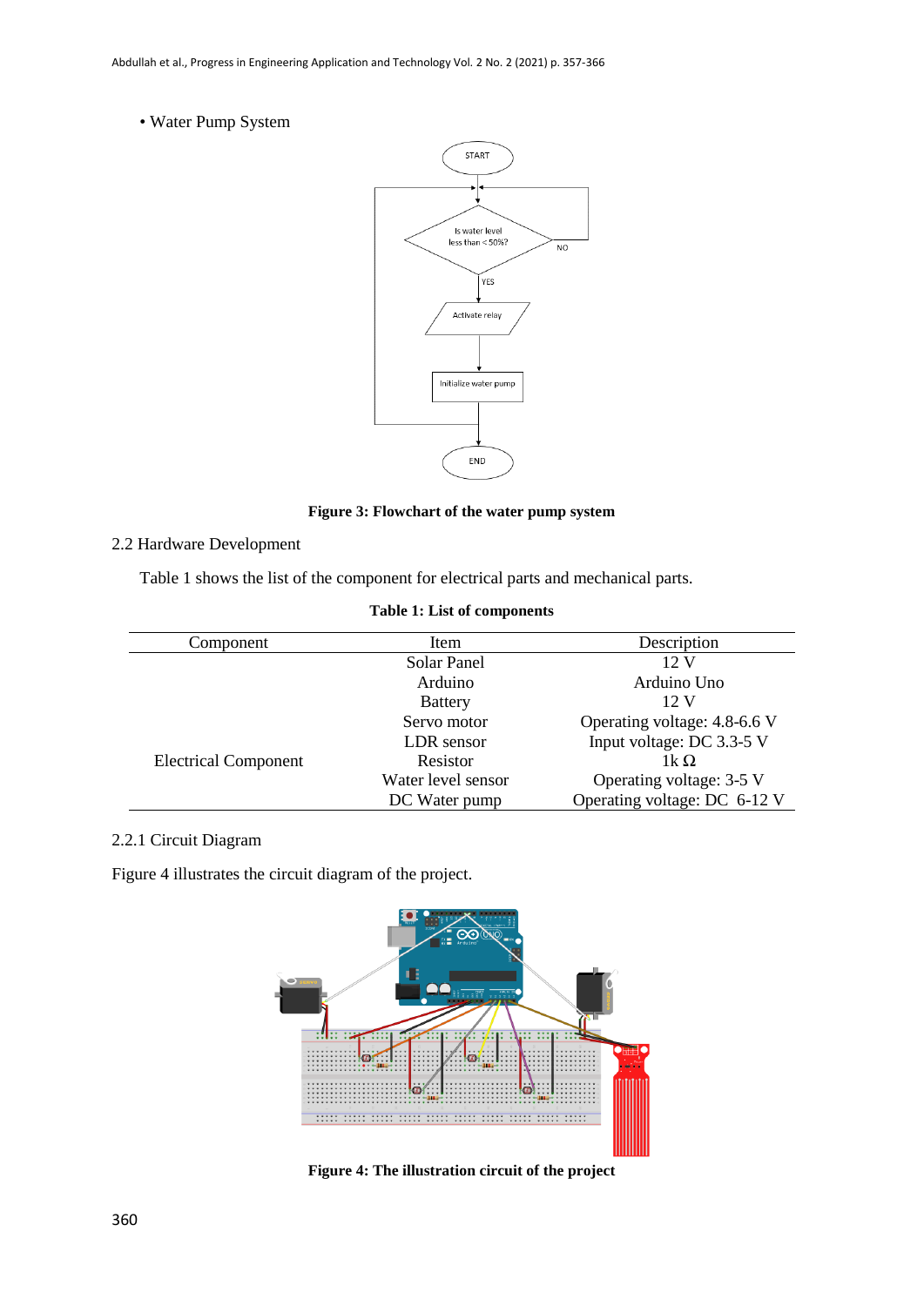• Water Pump System

**Figure 3: Flowchart of the water pump system**

2.2 Hardware Development

Table 1 shows the list of the component for electrical parts and mechanical parts.

**Table 1: List of components**

| Component | Item | Description |
|---|---|---|
| Electrical Component | Solar Panel | 12 V |
| | Arduino | Arduino Uno |
| | Battery | 12 V |
| | Servo motor | Operating voltage: 4.8-6.6 V |
| | LDR sensor | Input voltage: DC 3.3-5 V |
| | Resistor | 1k Ω |
| | Water level sensor | Operating voltage: 3-5 V |
| | DC Water pump | Operating voltage: DC 6-12 V |

2.2.1 Circuit Diagram

Figure 4 illustrates the circuit diagram of the project.

**Figure 4: The illustration circuit of the project**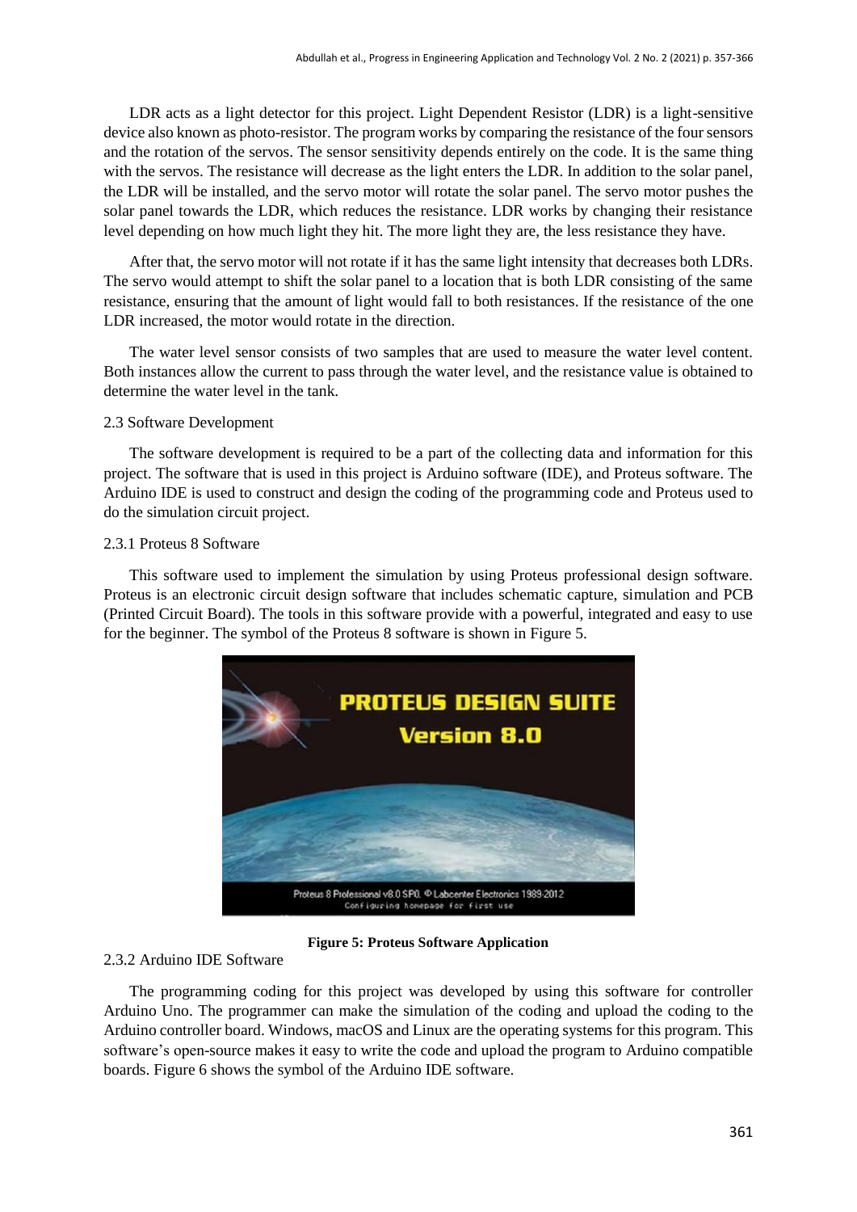LDR acts as a light detector for this project. Light Dependent Resistor (LDR) is a light-sensitive device also known as photo-resistor. The program works by comparing the resistance of the four sensors and the rotation of the servos. The sensor sensitivity depends entirely on the code. It is the same thing with the servos. The resistance will decrease as the light enters the LDR. In addition to the solar panel, the LDR will be installed, and the servo motor will rotate the solar panel. The servo motor pushes the solar panel towards the LDR, which reduces the resistance. LDR works by changing their resistance level depending on how much light they hit. The more light they are, the less resistance they have.

After that, the servo motor will not rotate if it has the same light intensity that decreases both LDRs. The servo would attempt to shift the solar panel to a location that is both LDR consisting of the same resistance, ensuring that the amount of light would fall to both resistances. If the resistance of the one LDR increased, the motor would rotate in the direction.

The water level sensor consists of two samples that are used to measure the water level content. Both instances allow the current to pass through the water level, and the resistance value is obtained to determine the water level in the tank.

### 2.3 Software Development

The software development is required to be a part of the collecting data and information for this project. The software that is used in this project is Arduino software (IDE), and Proteus software. The Arduino IDE is used to construct and design the coding of the programming code and Proteus used to do the simulation circuit project.

#### 2.3.1 Proteus 8 Software

This software used to implement the simulation by using Proteus professional design software. Proteus is an electronic circuit design software that includes schematic capture, simulation and PCB (Printed Circuit Board). The tools in this software provide with a powerful, integrated and easy to use for the beginner. The symbol of the Proteus 8 software is shown in Figure 5.

**Figure 5: Proteus Software Application**

#### 2.3.2 Arduino IDE Software

The programming coding for this project was developed by using this software for controller Arduino Uno. The programmer can make the simulation of the coding and upload the coding to the Arduino controller board. Windows, macOS and Linux are the operating systems for this program. This software's open-source makes it easy to write the code and upload the program to Arduino compatible boards. Figure 6 shows the symbol of the Arduino IDE software.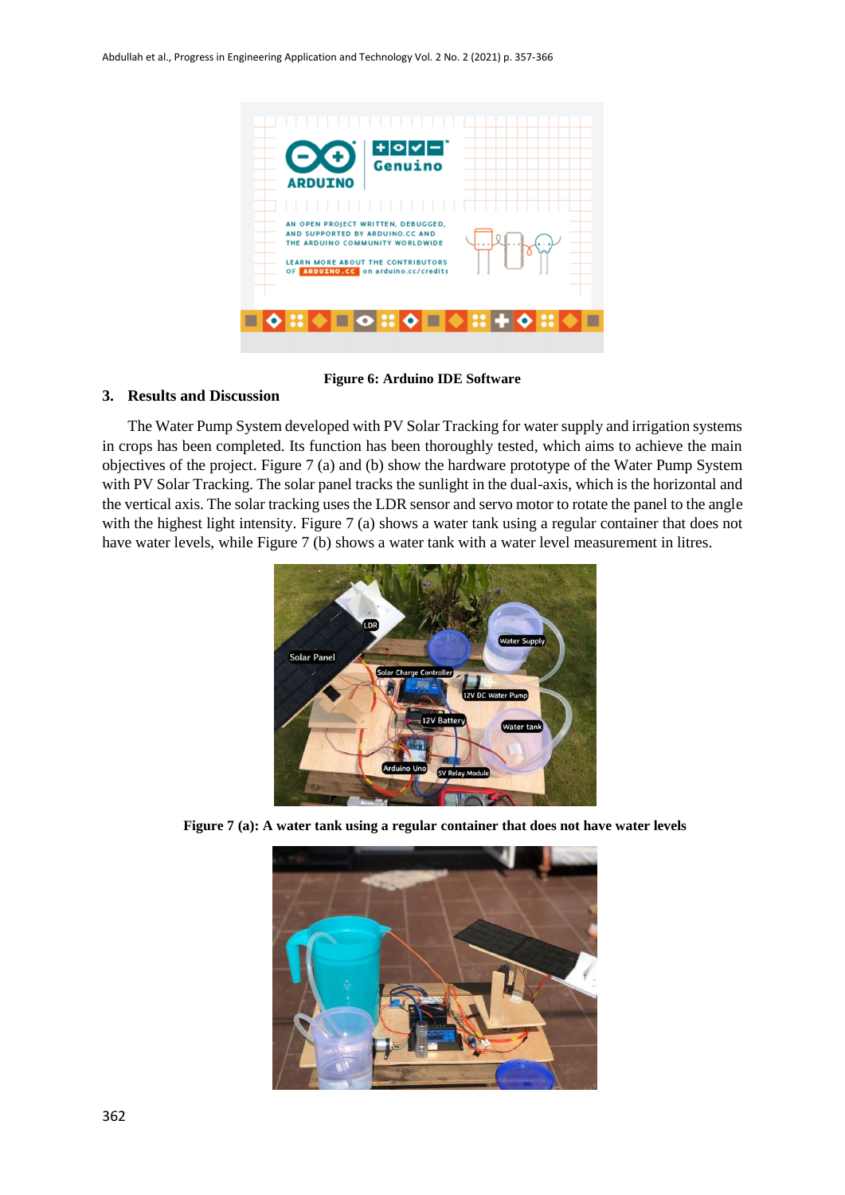**Figure 6: Arduino IDE Software**

## 3. Results and Discussion

The Water Pump System developed with PV Solar Tracking for water supply and irrigation systems in crops has been completed. Its function has been thoroughly tested, which aims to achieve the main objectives of the project. Figure 7 (a) and (b) show the hardware prototype of the Water Pump System with PV Solar Tracking. The solar panel tracks the sunlight in the dual-axis, which is the horizontal and the vertical axis. The solar tracking uses the LDR sensor and servo motor to rotate the panel to the angle with the highest light intensity. Figure 7 (a) shows a water tank using a regular container that does not have water levels, while Figure 7 (b) shows a water tank with a water level measurement in litres.

**Figure 7 (a): A water tank using a regular container that does not have water levels**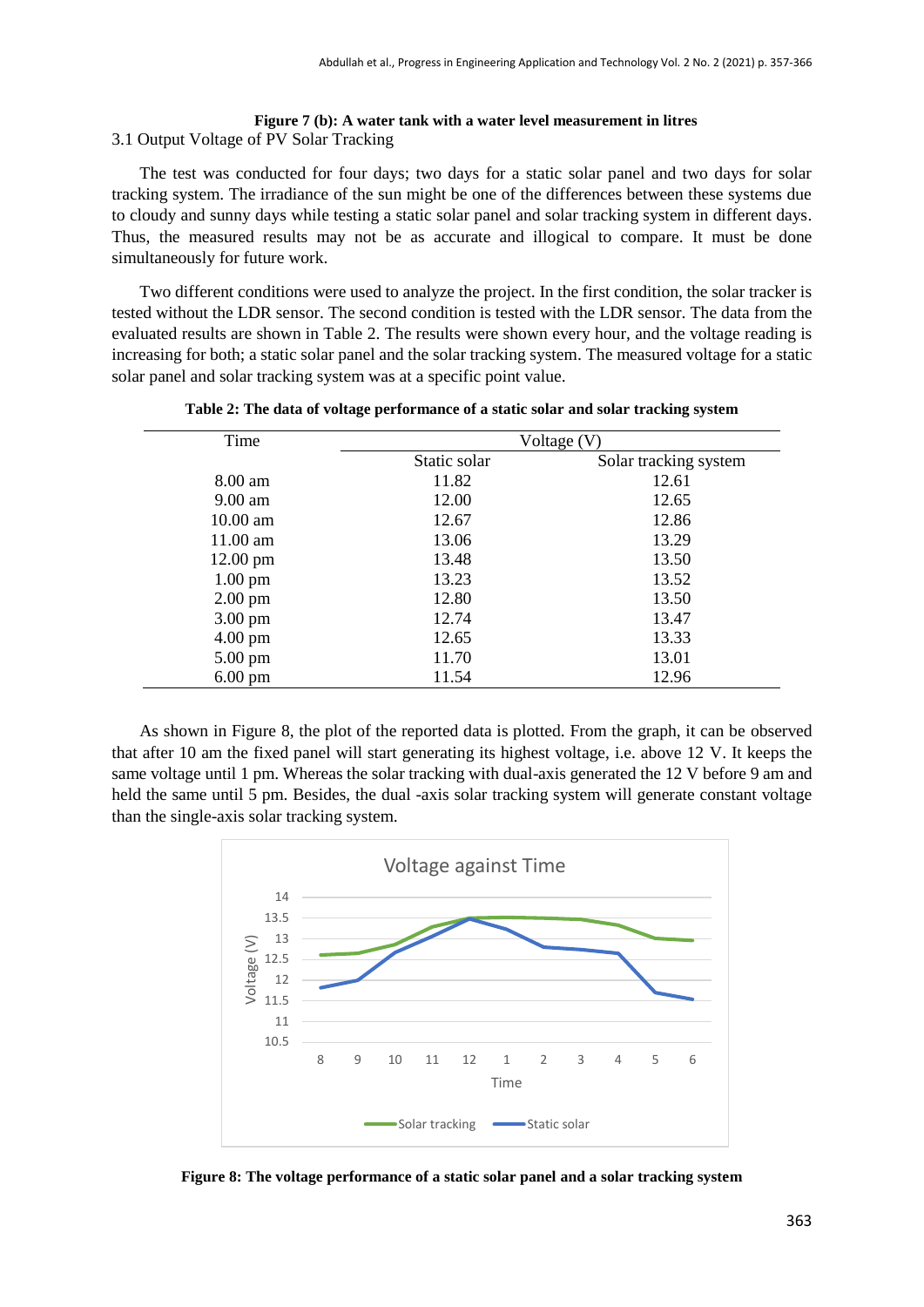**Figure 7 (b): A water tank with a water level measurement in litres**

### 3.1 Output Voltage of PV Solar Tracking

The test was conducted for four days; two days for a static solar panel and two days for solar tracking system. The irradiance of the sun might be one of the differences between these systems due to cloudy and sunny days while testing a static solar panel and solar tracking system in different days. Thus, the measured results may not be as accurate and illogical to compare. It must be done simultaneously for future work.

Two different conditions were used to analyze the project. In the first condition, the solar tracker is tested without the LDR sensor. The second condition is tested with the LDR sensor. The data from the evaluated results are shown in Table 2. The results were shown every hour, and the voltage reading is increasing for both; a static solar panel and the solar tracking system. The measured voltage for a static solar panel and solar tracking system was at a specific point value.

**Table 2: The data of voltage performance of a static solar and solar tracking system**

| Time | Voltage (V) | |
|---|---|---|
| | Static solar | Solar tracking system |
| 8.00 am | 11.82 | 12.61 |
| 9.00 am | 12.00 | 12.65 |
| 10.00 am | 12.67 | 12.86 |
| 11.00 am | 13.06 | 13.29 |
| 12.00 pm | 13.48 | 13.50 |
| 1.00 pm | 13.23 | 13.52 |
| 2.00 pm | 12.80 | 13.50 |
| 3.00 pm | 12.74 | 13.47 |
| 4.00 pm | 12.65 | 13.33 |
| 5.00 pm | 11.70 | 13.01 |
| 6.00 pm | 11.54 | 12.96 |

As shown in Figure 8, the plot of the reported data is plotted. From the graph, it can be observed that after 10 am the fixed panel will start generating its highest voltage, i.e. above 12 V. It keeps the same voltage until 1 pm. Whereas the solar tracking with dual-axis generated the 12 V before 9 am and held the same until 5 pm. Besides, the dual -axis solar tracking system will generate constant voltage than the single-axis solar tracking system.

**Figure 8: The voltage performance of a static solar panel and a solar tracking system**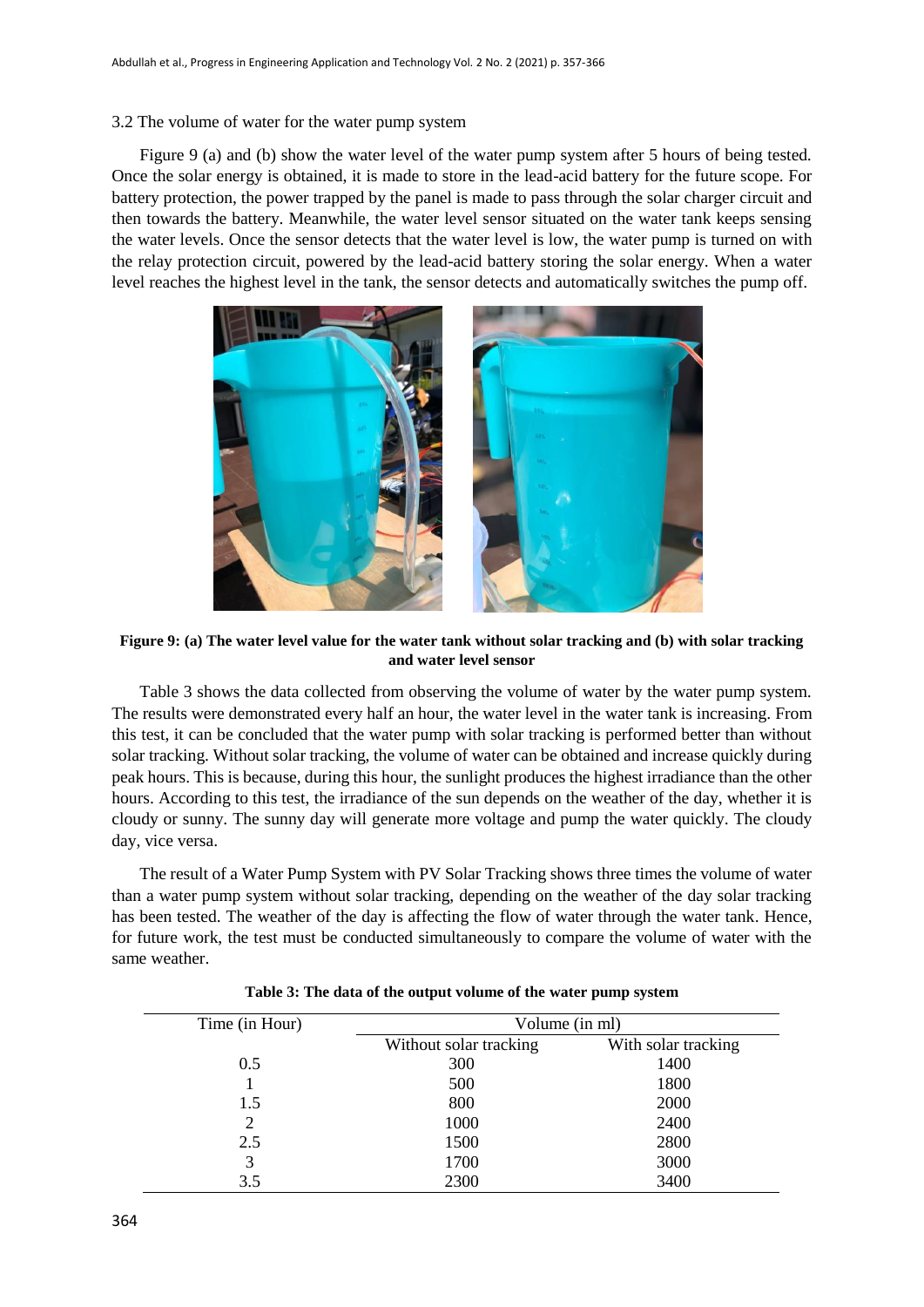### 3.2 The volume of water for the water pump system

Figure 9 (a) and (b) show the water level of the water pump system after 5 hours of being tested. Once the solar energy is obtained, it is made to store in the lead-acid battery for the future scope. For battery protection, the power trapped by the panel is made to pass through the solar charger circuit and then towards the battery. Meanwhile, the water level sensor situated on the water tank keeps sensing the water levels. Once the sensor detects that the water level is low, the water pump is turned on with the relay protection circuit, powered by the lead-acid battery storing the solar energy. When a water level reaches the highest level in the tank, the sensor detects and automatically switches the pump off.

**Figure 9: (a) The water level value for the water tank without solar tracking and (b) with solar tracking and water level sensor**

Table 3 shows the data collected from observing the volume of water by the water pump system. The results were demonstrated every half an hour, the water level in the water tank is increasing. From this test, it can be concluded that the water pump with solar tracking is performed better than without solar tracking. Without solar tracking, the volume of water can be obtained and increase quickly during peak hours. This is because, during this hour, the sunlight produces the highest irradiance than the other hours. According to this test, the irradiance of the sun depends on the weather of the day, whether it is cloudy or sunny. The sunny day will generate more voltage and pump the water quickly. The cloudy day, vice versa.

The result of a Water Pump System with PV Solar Tracking shows three times the volume of water than a water pump system without solar tracking, depending on the weather of the day solar tracking has been tested. The weather of the day is affecting the flow of water through the water tank. Hence, for future work, the test must be conducted simultaneously to compare the volume of water with the same weather.

**Table 3: The data of the output volume of the water pump system**

| Time (in Hour) | Volume (in ml) | |
|---|---|---|
| | Without solar tracking | With solar tracking |
| 0.5 | 300 | 1400 |
| 1 | 500 | 1800 |
| 1.5 | 800 | 2000 |
| 2 | 1000 | 2400 |
| 2.5 | 1500 | 2800 |
| 3 | 1700 | 3000 |
| 3.5 | 2300 | 3400 |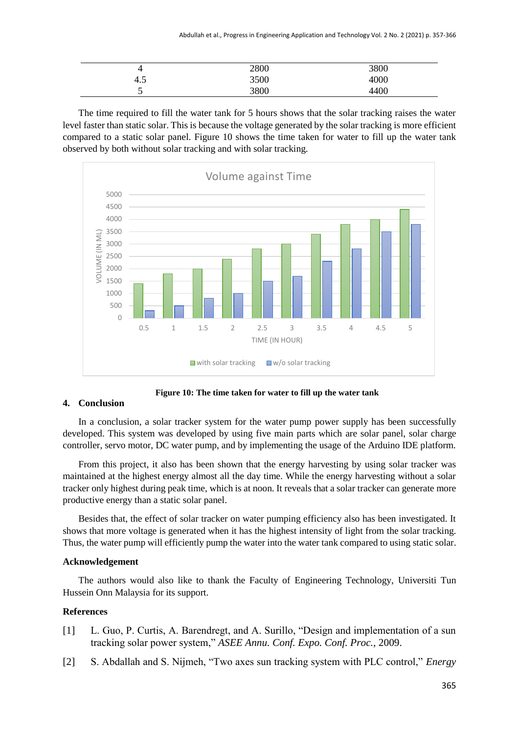| | | |
|---|---|---|
| 4 | 2800 | 3800 |
| 4.5 | 3500 | 4000 |
| 5 | 3800 | 4400 |

The time required to fill the water tank for 5 hours shows that the solar tracking raises the water level faster than static solar. This is because the voltage generated by the solar tracking is more efficient compared to a static solar panel. Figure 10 shows the time taken for water to fill up the water tank observed by both without solar tracking and with solar tracking.

**Figure 10: The time taken for water to fill up the water tank**

## 4. Conclusion

In a conclusion, a solar tracker system for the water pump power supply has been successfully developed. This system was developed by using five main parts which are solar panel, solar charge controller, servo motor, DC water pump, and by implementing the usage of the Arduino IDE platform.

From this project, it also has been shown that the energy harvesting by using solar tracker was maintained at the highest energy almost all the day time. While the energy harvesting without a solar tracker only highest during peak time, which is at noon. It reveals that a solar tracker can generate more productive energy than a static solar panel.

Besides that, the effect of solar tracker on water pumping efficiency also has been investigated. It shows that more voltage is generated when it has the highest intensity of light from the solar tracking. Thus, the water pump will efficiently pump the water into the water tank compared to using static solar.

## Acknowledgement

The authors would also like to thank the Faculty of Engineering Technology, Universiti Tun Hussein Onn Malaysia for its support.

## References

[1] L. Guo, P. Curtis, A. Barendregt, and A. Surillo, "Design and implementation of a sun tracking solar power system," *ASEE Annu. Conf. Expo. Conf. Proc.*, 2009.

[2] S. Abdallah and S. Nijmeh, "Two axes sun tracking system with PLC control," *Energy*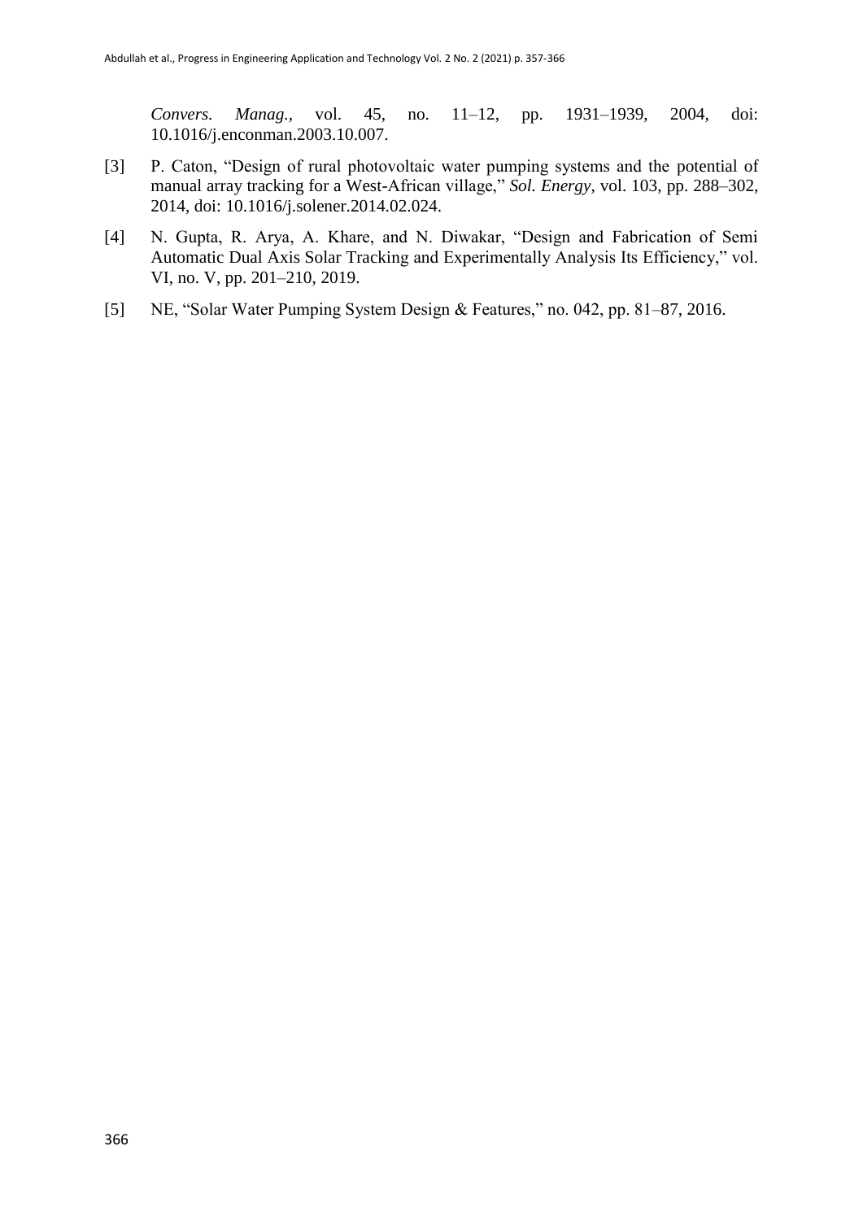*Convers. Manag.*, vol. 45, no. 11–12, pp. 1931–1939, 2004, doi: 10.1016/j.enconman.2003.10.007.

[3] P. Caton, “Design of rural photovoltaic water pumping systems and the potential of manual array tracking for a West-African village,” *Sol. Energy*, vol. 103, pp. 288–302, 2014, doi: 10.1016/j.solener.2014.02.024.

[4] N. Gupta, R. Arya, A. Khare, and N. Diwakar, “Design and Fabrication of Semi Automatic Dual Axis Solar Tracking and Experimentally Analysis Its Efficiency,” vol. VI, no. V, pp. 201–210, 2019.

[5] NE, “Solar Water Pumping System Design & Features,” no. 042, pp. 81–87, 2016.